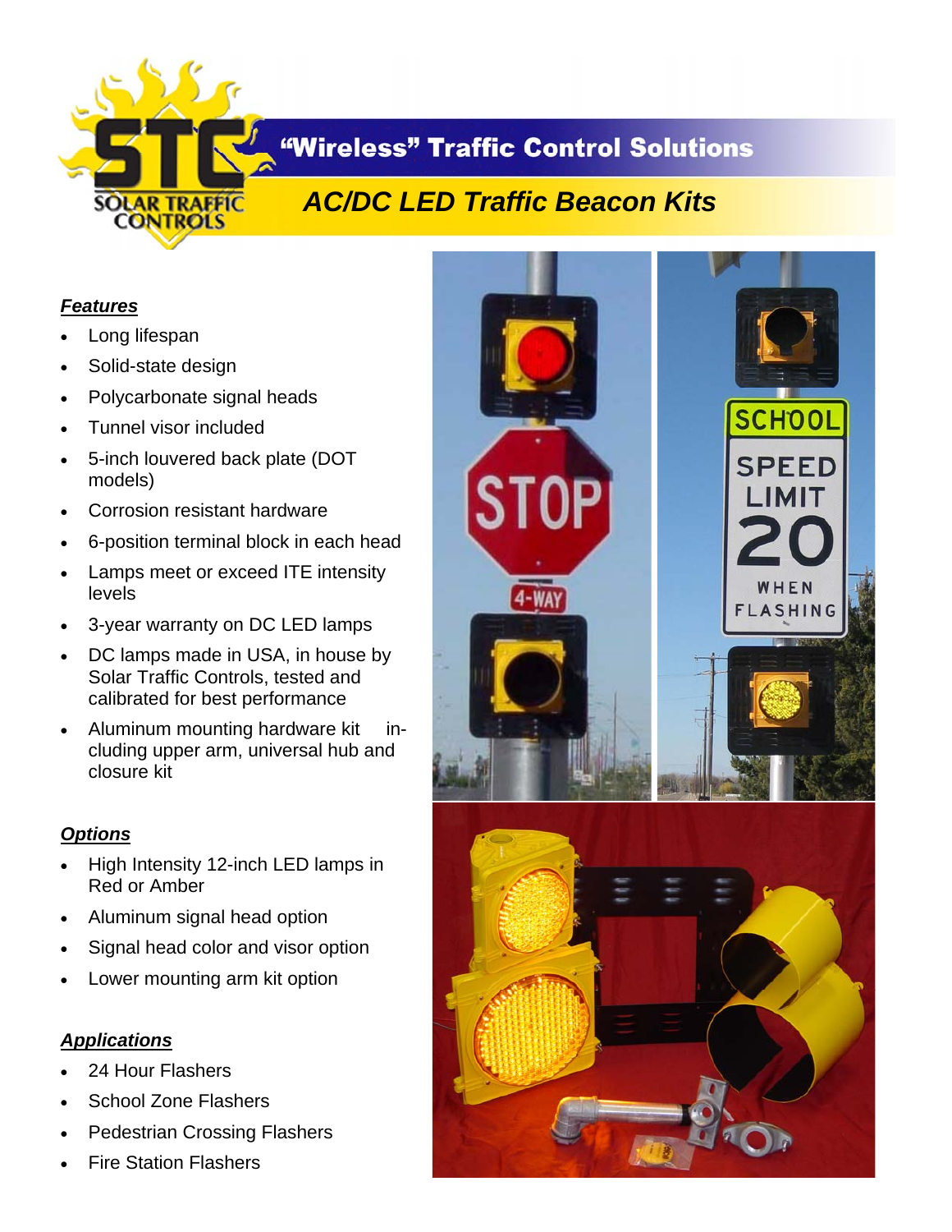# STC Solar Traffic Controls

## "Wireless" Traffic Control Solutions

## *AC/DC LED Traffic Beacon Kits*

### ***Features***

- Long lifespan
- Solid-state design
- Polycarbonate signal heads
- Tunnel visor included
- 5-inch louvered back plate (DOT models)
- Corrosion resistant hardware
- 6-position terminal block in each head
- Lamps meet or exceed ITE intensity levels
- 3-year warranty on DC LED lamps
- DC lamps made in USA, in house by Solar Traffic Controls, tested and calibrated for best performance
- Aluminum mounting hardware kit including upper arm, universal hub and closure kit

### ***Options***

- High Intensity 12-inch LED lamps in Red or Amber
- Aluminum signal head option
- Signal head color and visor option
- Lower mounting arm kit option

### ***Applications***

- 24 Hour Flashers
- School Zone Flashers
- Pedestrian Crossing Flashers
- Fire Station Flashers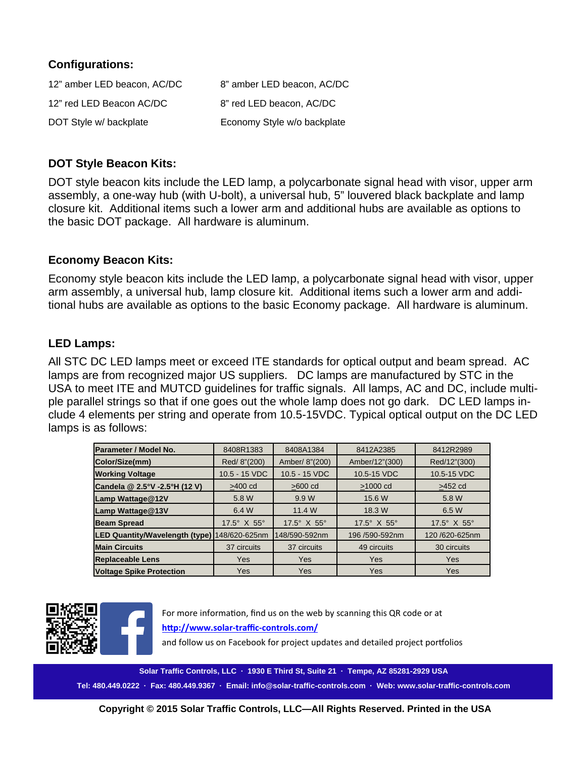### Configurations:

12" amber LED beacon, AC/DC

12" red LED Beacon AC/DC

DOT Style w/ backplate

8" amber LED beacon, AC/DC

8" red LED beacon, AC/DC

Economy Style w/o backplate

### DOT Style Beacon Kits:

DOT style beacon kits include the LED lamp, a polycarbonate signal head with visor, upper arm assembly, a one-way hub (with U-bolt), a universal hub, 5" louvered black backplate and lamp closure kit. Additional items such a lower arm and additional hubs are available as options to the basic DOT package. All hardware is aluminum.

### Economy Beacon Kits:

Economy style beacon kits include the LED lamp, a polycarbonate signal head with visor, upper arm assembly, a universal hub, lamp closure kit. Additional items such a lower arm and additional hubs are available as options to the basic Economy package. All hardware is aluminum.

### LED Lamps:

All STC DC LED lamps meet or exceed ITE standards for optical output and beam spread. AC lamps are from recognized major US suppliers. DC lamps are manufactured by STC in the USA to meet ITE and MUTCD guidelines for traffic signals. All lamps, AC and DC, include multiple parallel strings so that if one goes out the whole lamp does not go dark. DC LED lamps include 4 elements per string and operate from 10.5-15VDC. Typical optical output on the DC LED lamps is as follows:

| **Parameter / Model No.** | 8408R1383 | 8408A1384 | 8412A2385 | 8412R2989 |
|---|---|---|---|---|
| **Color/Size(mm)** | Red/ 8"(200) | Amber/ 8"(200) | Amber/12"(300) | Red/12"(300) |
| **Working Voltage** | 10.5 - 15 VDC | 10.5 - 15 VDC | 10.5-15 VDC | 10.5-15 VDC |
| **Candela @ 2.5°V -2.5°H (12 V)** | ≥400 cd | ≥600 cd | ≥1000 cd | ≥452 cd |
| **Lamp Wattage@12V** | 5.8 W | 9.9 W | 15.6 W | 5.8 W |
| **Lamp Wattage@13V** | 6.4 W | 11.4 W | 18.3 W | 6.5 W |
| **Beam Spread** | 17.5° X 55° | 17.5° X 55° | 17.5° X 55° | 17.5° X 55° |
| **LED Quantity/Wavelength (type)** | 148/620-625nm | 148/590-592nm | 196 /590-592nm | 120 /620-625nm |
| **Main Circuits** | 37 circuits | 37 circuits | 49 circuits | 30 circuits |
| **Replaceable Lens** | Yes | Yes | Yes | Yes |
| **Voltage Spike Protection** | Yes | Yes | Yes | Yes |

For more information, find us on the web by scanning this QR code or at [http://www.solar-traffic-controls.com/](http://www.solar-traffic-controls.com/) and follow us on Facebook for project updates and detailed project portfolios

**Solar Traffic Controls, LLC · 1930 E Third St, Suite 21 · Tempe, AZ 85281-2929 USA**

**Tel: 480.449.0222 · Fax: 480.449.9367 · Email: info@solar-traffic-controls.com · Web: www.solar-traffic-controls.com**

**Copyright © 2015 Solar Traffic Controls, LLC—All Rights Reserved. Printed in the USA**